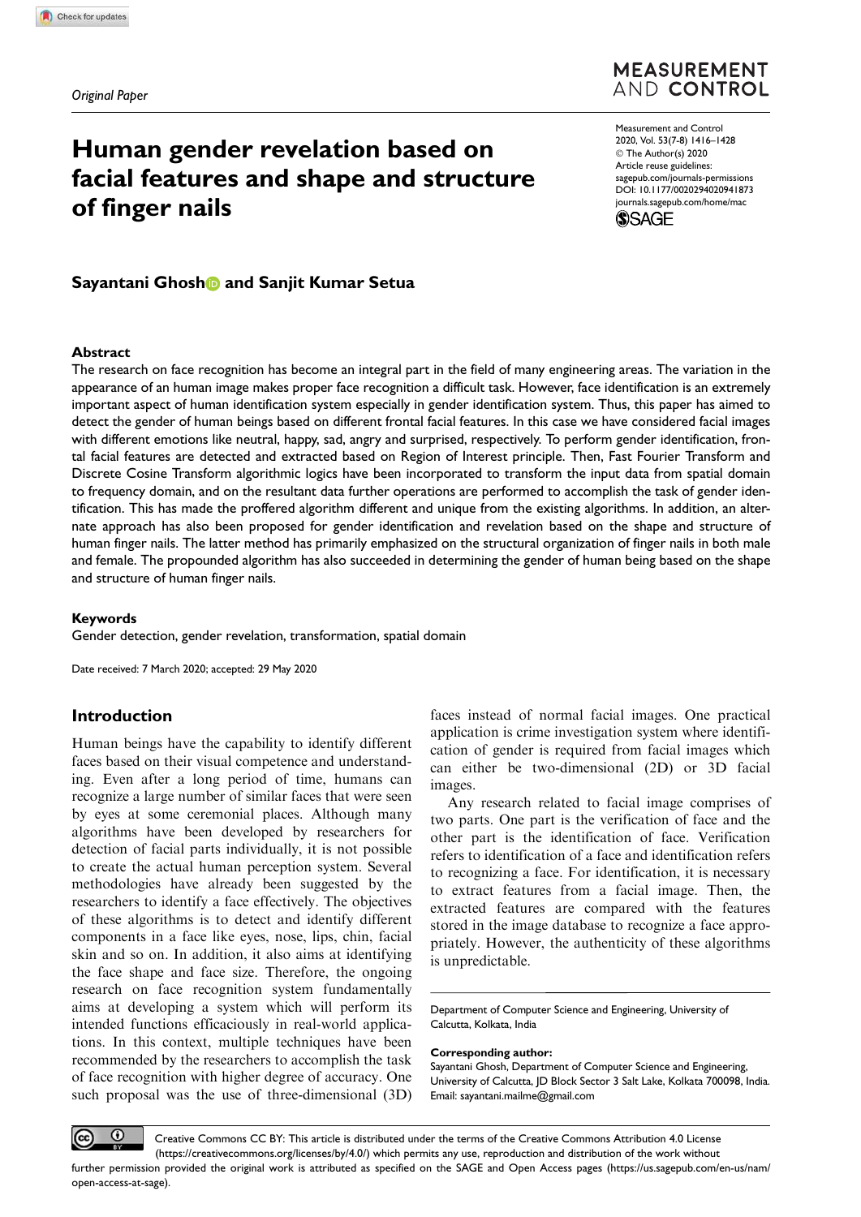*Original Paper*

# Human gender revelation based on facial features and shape and structure of finger nails

**Sayantani Ghosh and Sanjit Kumar Setua**

### Abstract

The research on face recognition has become an integral part in the field of many engineering areas. The variation in the appearance of an human image makes proper face recognition a difficult task. However, face identification is an extremely important aspect of human identification system especially in gender identification system. Thus, this paper has aimed to detect the gender of human beings based on different frontal facial features. In this case we have considered facial images with different emotions like neutral, happy, sad, angry and surprised, respectively. To perform gender identification, frontal facial features are detected and extracted based on Region of Interest principle. Then, Fast Fourier Transform and Discrete Cosine Transform algorithmic logics have been incorporated to transform the input data from spatial domain to frequency domain, and on the resultant data further operations are performed to accomplish the task of gender identification. This has made the proffered algorithm different and unique from the existing algorithms. In addition, an alternate approach has also been proposed for gender identification and revelation based on the shape and structure of human finger nails. The latter method has primarily emphasized on the structural organization of finger nails in both male and female. The propounded algorithm has also succeeded in determining the gender of human being based on the shape and structure of human finger nails.

### Keywords

Gender detection, gender revelation, transformation, spatial domain

Date received: 7 March 2020; accepted: 29 May 2020

## Introduction

Human beings have the capability to identify different faces based on their visual competence and understanding. Even after a long period of time, humans can recognize a large number of similar faces that were seen by eyes at some ceremonial places. Although many algorithms have been developed by researchers for detection of facial parts individually, it is not possible to create the actual human perception system. Several methodologies have already been suggested by the researchers to identify a face effectively. The objectives of these algorithms is to detect and identify different components in a face like eyes, nose, lips, chin, facial skin and so on. In addition, it also aims at identifying the face shape and face size. Therefore, the ongoing research on face recognition system fundamentally aims at developing a system which will perform its intended functions efficaciously in real-world applications. In this context, multiple techniques have been recommended by the researchers to accomplish the task of face recognition with higher degree of accuracy. One such proposal was the use of three-dimensional (3D) faces instead of normal facial images. One practical application is crime investigation system where identification of gender is required from facial images which can either be two-dimensional (2D) or 3D facial images.

Any research related to facial image comprises of two parts. One part is the verification of face and the other part is the identification of face. Verification refers to identification of a face and identification refers to recognizing a face. For identification, it is necessary to extract features from a facial image. Then, the extracted features are compared with the features stored in the image database to recognize a face appropriately. However, the authenticity of these algorithms is unpredictable.

Department of Computer Science and Engineering, University of Calcutta, Kolkata, India

**Corresponding author:**
Sayantani Ghosh, Department of Computer Science and Engineering, University of Calcutta, JD Block Sector 3 Salt Lake, Kolkata 700098, India.
Email: sayantani.mailme@gmail.com

Creative Commons CC BY: This article is distributed under the terms of the Creative Commons Attribution 4.0 License (https://creativecommons.org/licenses/by/4.0/) which permits any use, reproduction and distribution of the work without further permission provided the original work is attributed as specified on the SAGE and Open Access pages (https://us.sagepub.com/en-us/nam/open-access-at-sage).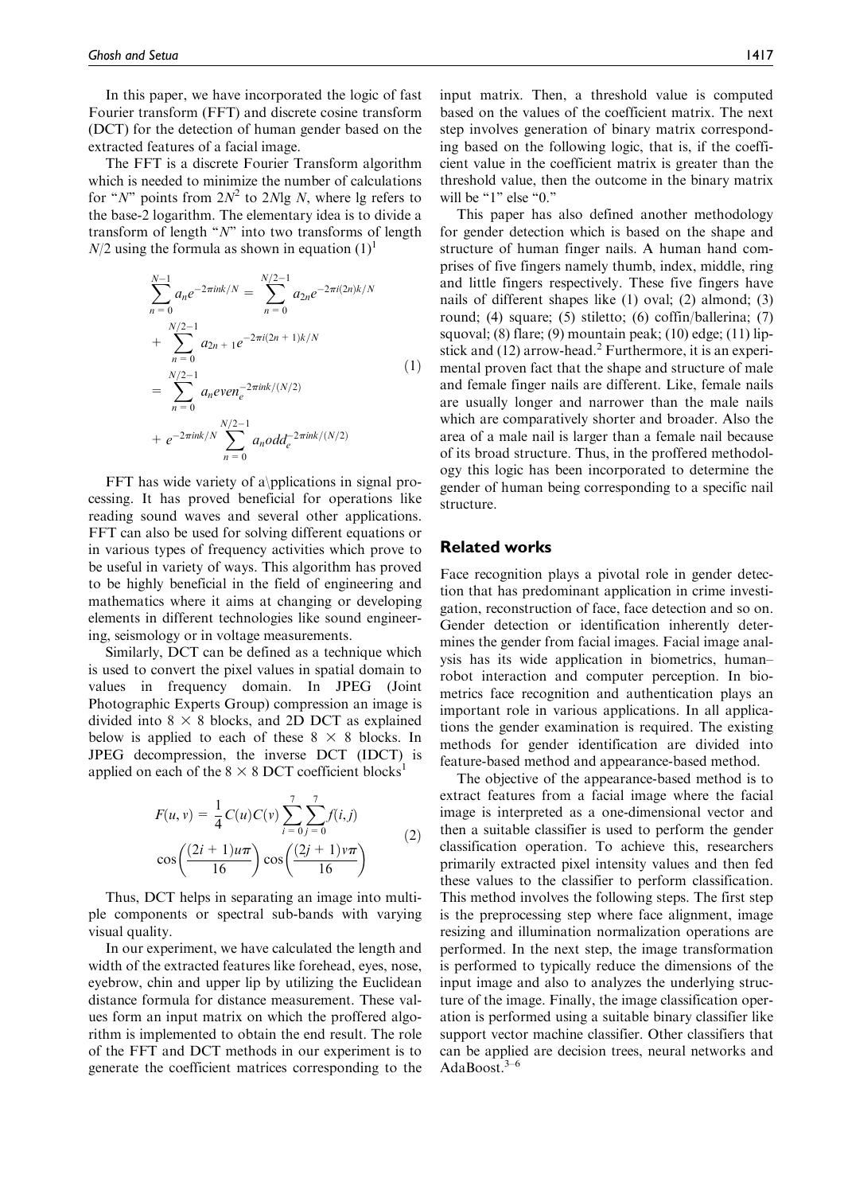In this paper, we have incorporated the logic of fast Fourier transform (FFT) and discrete cosine transform (DCT) for the detection of human gender based on the extracted features of a facial image.

The FFT is a discrete Fourier Transform algorithm which is needed to minimize the number of calculations for "$N$" points from $2N^2$ to $2N\lg N$, where lg refers to the base-2 logarithm. The elementary idea is to divide a transform of length "$N$" into two transforms of length $N/2$ using the formula as shown in equation (1)[1]

$$
\begin{aligned}
\sum_{n=0}^{N-1} a_n e^{-2\pi ink/N} &= \sum_{n=0}^{N/2-1} a_{2n} e^{-2\pi i(2n)k/N} \\
&+ \sum_{n=0}^{N/2-1} a_{2n+1} e^{-2\pi i(2n+1)k/N} \\
&= \sum_{n=0}^{N/2-1} a_n even_e^{-2\pi ink/(N/2)} \\
&+ e^{-2\pi ink/N} \sum_{n=0}^{N/2-1} a_n odd_e^{-2\pi ink/(N/2)}
\end{aligned}
\tag{1}
$$

FFT has wide variety of a\pplications in signal processing. It has proved beneficial for operations like reading sound waves and several other applications. FFT can also be used for solving different equations or in various types of frequency activities which prove to be useful in variety of ways. This algorithm has proved to be highly beneficial in the field of engineering and mathematics where it aims at changing or developing elements in different technologies like sound engineering, seismology or in voltage measurements.

Similarly, DCT can be defined as a technique which is used to convert the pixel values in spatial domain to values in frequency domain. In JPEG (Joint Photographic Experts Group) compression an image is divided into $8 \times 8$ blocks, and 2D DCT as explained below is applied to each of these $8 \times 8$ blocks. In JPEG decompression, the inverse DCT (IDCT) is applied on each of the $8 \times 8$ DCT coefficient blocks[1]

$$
F(u, v) = \frac{1}{4} C(u) C(v) \sum_{i=0}^{7} \sum_{j=0}^{7} f(i, j) \cos\left(\frac{(2i+1)u\pi}{16}\right) \cos\left(\frac{(2j+1)v\pi}{16}\right)
\tag{2}
$$

Thus, DCT helps in separating an image into multiple components or spectral sub-bands with varying visual quality.

In our experiment, we have calculated the length and width of the extracted features like forehead, eyes, nose, eyebrow, chin and upper lip by utilizing the Euclidean distance formula for distance measurement. These values form an input matrix on which the proffered algorithm is implemented to obtain the end result. The role of the FFT and DCT methods in our experiment is to generate the coefficient matrices corresponding to the input matrix. Then, a threshold value is computed based on the values of the coefficient matrix. The next step involves generation of binary matrix corresponding based on the following logic, that is, if the coefficient value in the coefficient matrix is greater than the threshold value, then the outcome in the binary matrix will be "1" else "0."

This paper has also defined another methodology for gender detection which is based on the shape and structure of human finger nails. A human hand comprises of five fingers namely thumb, index, middle, ring and little fingers respectively. These five fingers have nails of different shapes like (1) oval; (2) almond; (3) round; (4) square; (5) stiletto; (6) coffin/ballerina; (7) squoval; (8) flare; (9) mountain peak; (10) edge; (11) lipstick and (12) arrow-head.[2] Furthermore, it is an experimental proven fact that the shape and structure of male and female finger nails are different. Like, female nails are usually longer and narrower than the male nails which are comparatively shorter and broader. Also the area of a male nail is larger than a female nail because of its broad structure. Thus, in the proffered methodology this logic has been incorporated to determine the gender of human being corresponding to a specific nail structure.

## Related works

Face recognition plays a pivotal role in gender detection that has predominant application in crime investigation, reconstruction of face, face detection and so on. Gender detection or identification inherently determines the gender from facial images. Facial image analysis has its wide application in biometrics, human–robot interaction and computer perception. In biometrics face recognition and authentication plays an important role in various applications. In all applications the gender examination is required. The existing methods for gender identification are divided into feature-based method and appearance-based method.

The objective of the appearance-based method is to extract features from a facial image where the facial image is interpreted as a one-dimensional vector and then a suitable classifier is used to perform the gender classification operation. To achieve this, researchers primarily extracted pixel intensity values and then fed these values to the classifier to perform classification. This method involves the following steps. The first step is the preprocessing step where face alignment, image resizing and illumination normalization operations are performed. In the next step, the image transformation is performed to typically reduce the dimensions of the input image and also to analyzes the underlying structure of the image. Finally, the image classification operation is performed using a suitable binary classifier like support vector machine classifier. Other classifiers that can be applied are decision trees, neural networks and AdaBoost.[3–6]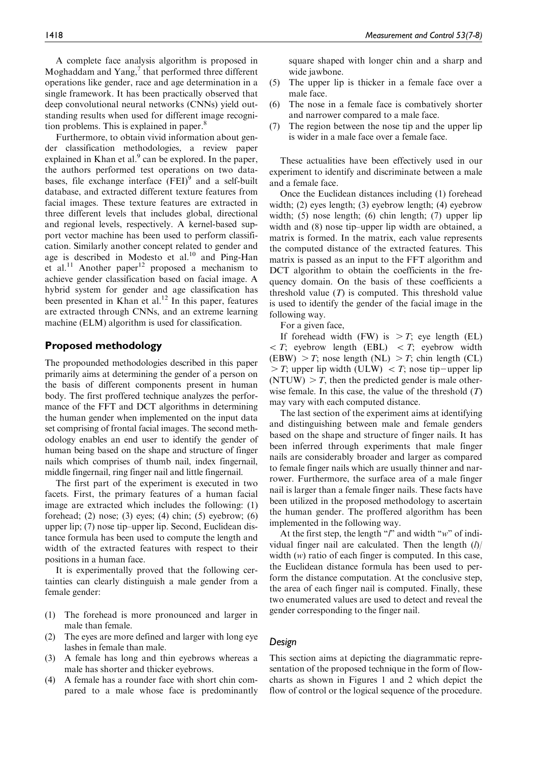A complete face analysis algorithm is proposed in Moghaddam and Yang,[7] that performed three different operations like gender, race and age determination in a single framework. It has been practically observed that deep convolutional neural networks (CNNs) yield outstanding results when used for different image recognition problems. This is explained in paper.[8]

Furthermore, to obtain vivid information about gender classification methodologies, a review paper explained in Khan et al.[9] can be explored. In the paper, the authors performed test operations on two databases, file exchange interface (FEI)[9] and a self-built database, and extracted different texture features from facial images. These texture features are extracted in three different levels that includes global, directional and regional levels, respectively. A kernel-based support vector machine has been used to perform classification. Similarly another concept related to gender and age is described in Modesto et al.[10] and Ping-Han et al.[11] Another paper[12] proposed a mechanism to achieve gender classification based on facial image. A hybrid system for gender and age classification has been presented in Khan et al.[12] In this paper, features are extracted through CNNs, and an extreme learning machine (ELM) algorithm is used for classification.

## Proposed methodology

The propounded methodologies described in this paper primarily aims at determining the gender of a person on the basis of different components present in human body. The first proffered technique analyzes the performance of the FFT and DCT algorithms in determining the human gender when implemented on the input data set comprising of frontal facial images. The second methodology enables an end user to identify the gender of human being based on the shape and structure of finger nails which comprises of thumb nail, index fingernail, middle fingernail, ring finger nail and little fingernail.

The first part of the experiment is executed in two facets. First, the primary features of a human facial image are extracted which includes the following: (1) forehead; (2) nose; (3) eyes; (4) chin; (5) eyebrow; (6) upper lip; (7) nose tip–upper lip. Second, Euclidean distance formula has been used to compute the length and width of the extracted features with respect to their positions in a human face.

It is experimentally proved that the following certainties can clearly distinguish a male gender from a female gender:

(1) The forehead is more pronounced and larger in male than female.
(2) The eyes are more defined and larger with long eye lashes in female than male.
(3) A female has long and thin eyebrows whereas a male has shorter and thicker eyebrows.
(4) A female has a rounder face with short chin compared to a male whose face is predominantly square shaped with longer chin and a sharp and wide jawbone.
(5) The upper lip is thicker in a female face over a male face.
(6) The nose in a female face is combatively shorter and narrower compared to a male face.
(7) The region between the nose tip and the upper lip is wider in a male face over a female face.

These actualities have been effectively used in our experiment to identify and discriminate between a male and a female face.

Once the Euclidean distances including (1) forehead width; (2) eyes length; (3) eyebrow length; (4) eyebrow width; (5) nose length; (6) chin length; (7) upper lip width and (8) nose tip–upper lip width are obtained, a matrix is formed. In the matrix, each value represents the computed distance of the extracted features. This matrix is passed as an input to the FFT algorithm and DCT algorithm to obtain the coefficients in the frequency domain. On the basis of these coefficients a threshold value ($T$) is computed. This threshold value is used to identify the gender of the facial image in the following way.

For a given face,

If forehead width (FW) is $> T$; eye length (EL) $< T$; eyebrow length (EBL) $< T$; eyebrow width (EBW) $> T$; nose length (NL) $> T$; chin length (CL) $> T$; upper lip width (ULW) $< T$; nose tip−upper lip (NTUW) $> T$, then the predicted gender is male otherwise female. In this case, the value of the threshold ($T$) may vary with each computed distance.

The last section of the experiment aims at identifying and distinguishing between male and female genders based on the shape and structure of finger nails. It has been inferred through experiments that male finger nails are considerably broader and larger as compared to female finger nails which are usually thinner and narrower. Furthermore, the surface area of a male finger nail is larger than a female finger nails. These facts have been utilized in the proposed methodology to ascertain the human gender. The proffered algorithm has been implemented in the following way.

At the first step, the length "$l$" and width "$w$" of individual finger nail are calculated. Then the length ($l$)/width ($w$) ratio of each finger is computed. In this case, the Euclidean distance formula has been used to perform the distance computation. At the conclusive step, the area of each finger nail is computed. Finally, these two enumerated values are used to detect and reveal the gender corresponding to the finger nail.

### *Design*

This section aims at depicting the diagrammatic representation of the proposed technique in the form of flowcharts as shown in Figures 1 and 2 which depict the flow of control or the logical sequence of the procedure.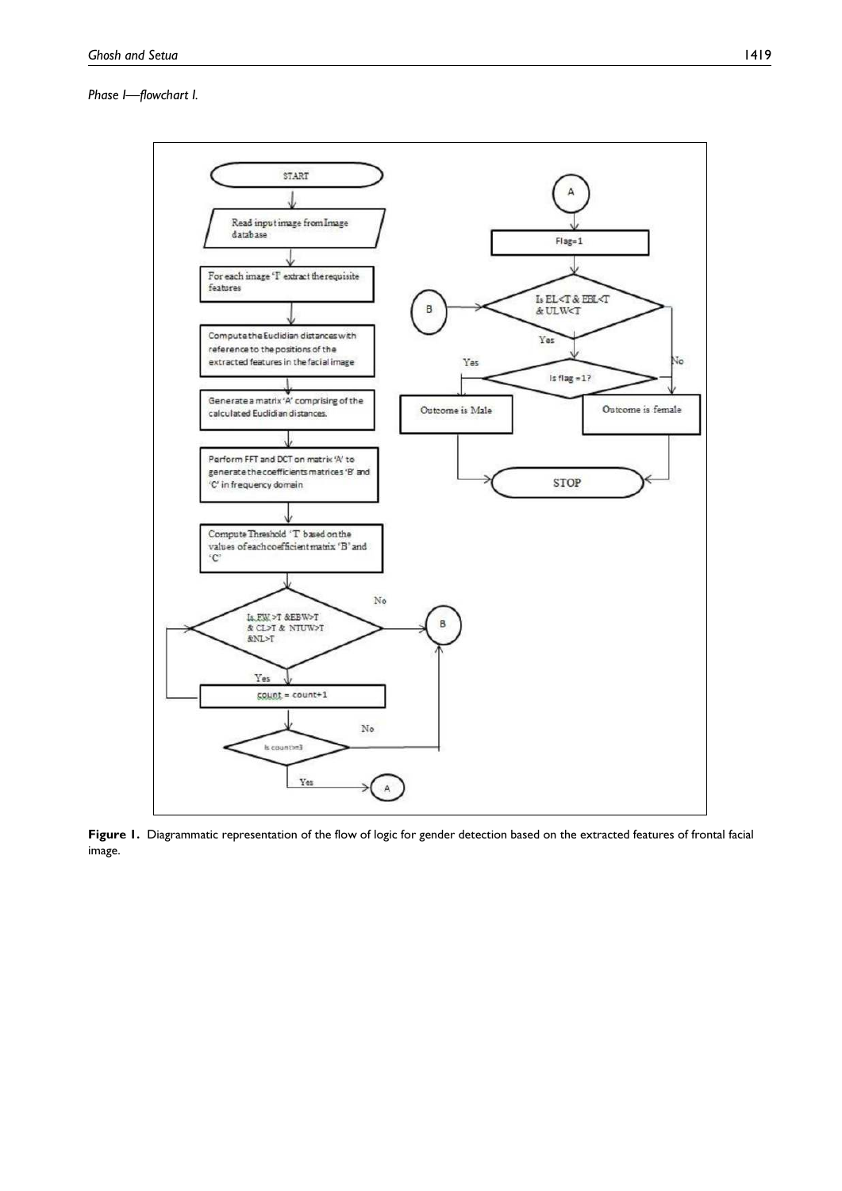*Phase I—flowchart I.*

```
START
  |
Read input image from Image database
  |
For each image 'I' extract the requisite features
  |
Compute the Euclidian distances with reference to the positions of the extracted features in the facial image
  |
Generate a matrix 'A' comprising of the calculated Euclidian distances.
  |
Perform FFT and DCT on matrix 'A' to generate the coefficients matrices 'B' and 'C' in frequency domain
  |
Compute Threshold 'T' based on the values of each coefficient matrix 'B' and 'C'
  |
Is EW >T & EBW>T & CL>T & NTUW>T & NL>T  --No--> (B)
  | Yes
count = count+1   (loops back to previous decision)
  |
Is count>=3  --No--> (B)
  | Yes
 (A)

(A)
  |
Flag=1
  |
(B) --> Is EL<T & EBL<T & ULW<T  --No--> Outcome is female
  | Yes
Is flag =1?  --Yes--> Outcome is Male
  | No
Outcome is female

Outcome is Male   --> STOP
Outcome is female --> STOP
```

**Figure 1.** Diagrammatic representation of the flow of logic for gender detection based on the extracted features of frontal facial image.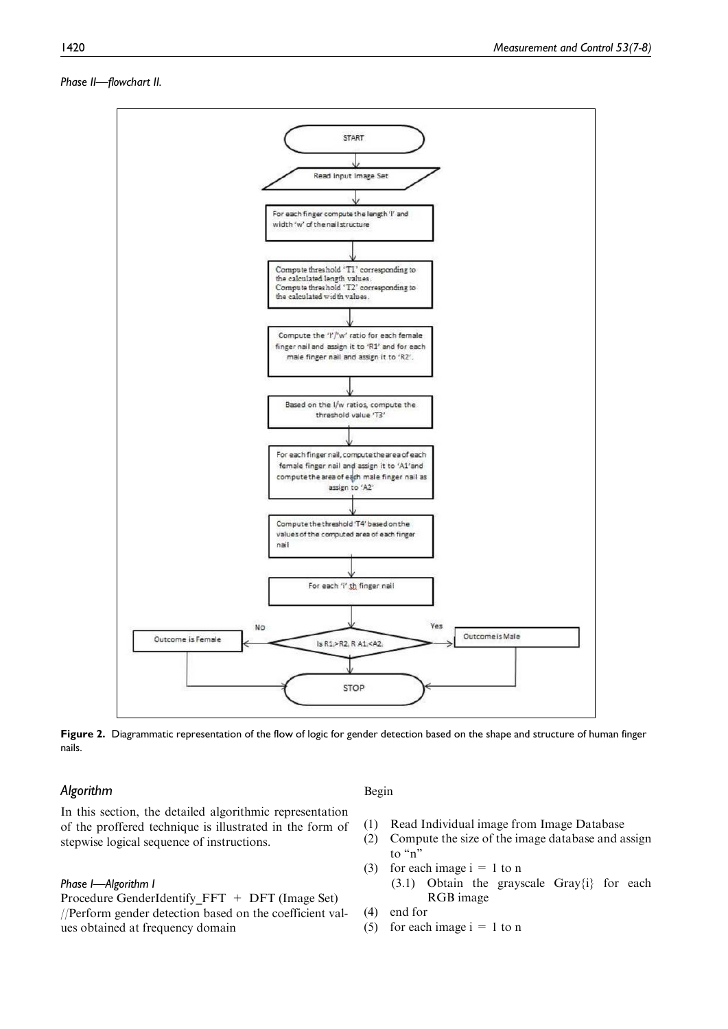*Phase II—flowchart II.*

Figure 2. Diagrammatic representation of the flow of logic for gender detection based on the shape and structure of human finger nails.

## Algorithm

In this section, the detailed algorithmic representation of the proffered technique is illustrated in the form of stepwise logical sequence of instructions.

### *Phase I—Algorithm I*

Procedure GenderIdentify_FFT + DFT (Image Set)
//Perform gender detection based on the coefficient values obtained at frequency domain

Begin

1. Read Individual image from Image Database
2. Compute the size of the image database and assign to "n"
3. for each image i = 1 to n
   - (3.1) Obtain the grayscale Gray{i} for each RGB image
4. end for
5. for each image i = 1 to n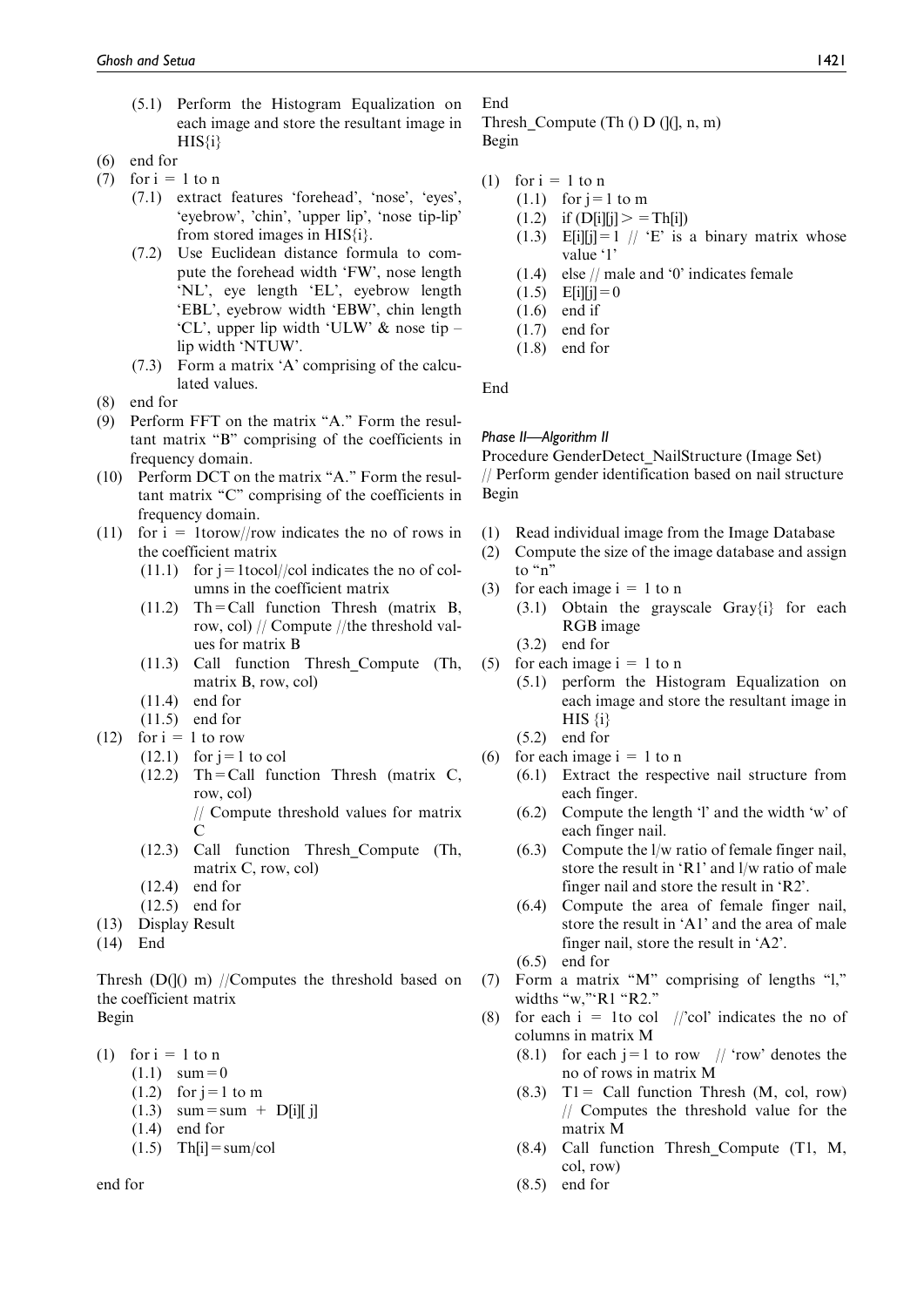(5.1) Perform the Histogram Equalization on each image and store the resultant image in HIS{i}

(6) end for

(7) for i = 1 to n

  (7.1) extract features 'forehead', 'nose', 'eyes', 'eyebrow', 'chin', 'upper lip', 'nose tip-lip' from stored images in HIS{i}.

  (7.2) Use Euclidean distance formula to compute the forehead width 'FW', nose length 'NL', eye length 'EL', eyebrow length 'EBL', eyebrow width 'EBW', chin length 'CL', upper lip width 'ULW' & nose tip – lip width 'NTUW'.

  (7.3) Form a matrix 'A' comprising of the calculated values.

(8) end for

(9) Perform FFT on the matrix "A." Form the resultant matrix "B" comprising of the coefficients in frequency domain.

(10) Perform DCT on the matrix "A." Form the resultant matrix "C" comprising of the coefficients in frequency domain.

(11) for i = 1torow//row indicates the no of rows in the coefficient matrix

  (11.1) for j = 1tocol//col indicates the no of columns in the coefficient matrix

  (11.2) Th = Call function Thresh (matrix B, row, col) // Compute //the threshold values for matrix B

  (11.3) Call function Thresh_Compute (Th, matrix B, row, col)

  (11.4) end for

  (11.5) end for

(12) for i = 1 to row

  (12.1) for j = 1 to col

  (12.2) Th = Call function Thresh (matrix C, row, col)
  // Compute threshold values for matrix C

  (12.3) Call function Thresh_Compute (Th, matrix C, row, col)

  (12.4) end for

  (12.5) end for

(13) Display Result

(14) End

Thresh (D(]() m) //Computes the threshold based on the coefficient matrix
Begin

(1) for i = 1 to n

  (1.1) sum = 0

  (1.2) for j = 1 to m

  (1.3) sum = sum + D[i][ j]

  (1.4) end for

  (1.5) Th[i] = sum/col

end for

End

Thresh_Compute (Th () D (](], n, m)
Begin

(1) for i = 1 to n

  (1.1) for j = 1 to m

  (1.2) if (D[i][j] > = Th[i])

  (1.3) E[i][j] = 1 // 'E' is a binary matrix whose value '1'

  (1.4) else // male and '0' indicates female

  (1.5) E[i][j] = 0

  (1.6) end if

  (1.7) end for

  (1.8) end for

End

*Phase II—Algorithm II*

Procedure GenderDetect_NailStructure (Image Set)
// Perform gender identification based on nail structure
Begin

(1) Read individual image from the Image Database

(2) Compute the size of the image database and assign to "n"

(3) for each image i = 1 to n

  (3.1) Obtain the grayscale Gray{i} for each RGB image

  (3.2) end for

(5) for each image i = 1 to n

  (5.1) perform the Histogram Equalization on each image and store the resultant image in HIS {i}

  (5.2) end for

(6) for each image i = 1 to n

  (6.1) Extract the respective nail structure from each finger.

  (6.2) Compute the length 'l' and the width 'w' of each finger nail.

  (6.3) Compute the l/w ratio of female finger nail, store the result in 'R1' and l/w ratio of male finger nail and store the result in 'R2'.

  (6.4) Compute the area of female finger nail, store the result in 'A1' and the area of male finger nail, store the result in 'A2'.

  (6.5) end for

(7) Form a matrix "M" comprising of lengths "l," widths "w,"'R1 "R2."

(8) for each i = 1to col //'col' indicates the no of columns in matrix M

  (8.1) for each j = 1 to row // 'row' denotes the no of rows in matrix M

  (8.3) T1 = Call function Thresh (M, col, row) // Computes the threshold value for the matrix M

  (8.4) Call function Thresh_Compute (T1, M, col, row)

  (8.5) end for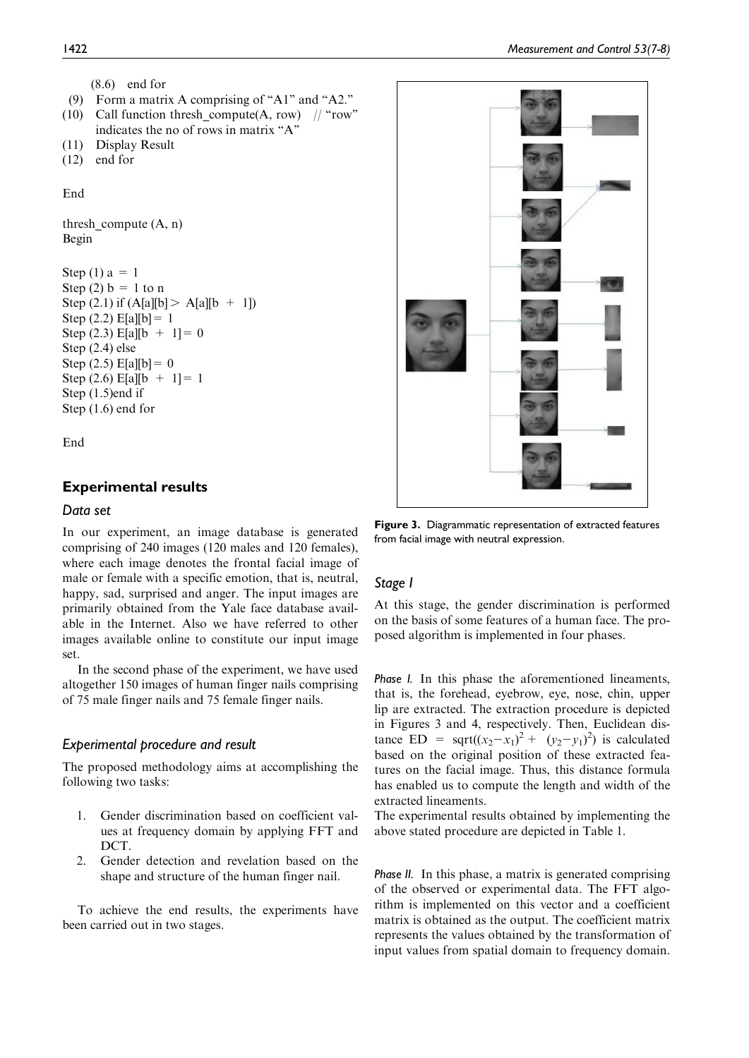(8.6) end for
(9) Form a matrix A comprising of "A1" and "A2."
(10) Call function thresh_compute(A, row) // "row" indicates the no of rows in matrix "A"
(11) Display Result
(12) end for

End

```
thresh_compute (A, n)
Begin

Step (1) a = 1
Step (2) b = 1 to n
Step (2.1) if (A[a][b] > A[a][b + 1])
Step (2.2) E[a][b] = 1
Step (2.3) E[a][b + 1] = 0
Step (2.4) else
Step (2.5) E[a][b] = 0
Step (2.6) E[a][b + 1] = 1
Step (1.5)end if
Step (1.6) end for

End
```

## Experimental results

### Data set

In our experiment, an image database is generated comprising of 240 images (120 males and 120 females), where each image denotes the frontal facial image of male or female with a specific emotion, that is, neutral, happy, sad, surprised and anger. The input images are primarily obtained from the Yale face database available in the Internet. Also we have referred to other images available online to constitute our input image set.

In the second phase of the experiment, we have used altogether 150 images of human finger nails comprising of 75 male finger nails and 75 female finger nails.

### Experimental procedure and result

The proposed methodology aims at accomplishing the following two tasks:

1. Gender discrimination based on coefficient values at frequency domain by applying FFT and DCT.
2. Gender detection and revelation based on the shape and structure of the human finger nail.

To achieve the end results, the experiments have been carried out in two stages.

**Figure 3.** Diagrammatic representation of extracted features from facial image with neutral expression.

### Stage I

At this stage, the gender discrimination is performed on the basis of some features of a human face. The proposed algorithm is implemented in four phases.

*Phase I.* In this phase the aforementioned lineaments, that is, the forehead, eyebrow, eye, nose, chin, upper lip are extracted. The extraction procedure is depicted in Figures 3 and 4, respectively. Then, Euclidean distance ED = $\mathrm{sqrt}((x_2-x_1)^2 + (y_2-y_1)^2)$ is calculated based on the original position of these extracted features on the facial image. Thus, this distance formula has enabled us to compute the length and width of the extracted lineaments.
The experimental results obtained by implementing the above stated procedure are depicted in Table 1.

*Phase II.* In this phase, a matrix is generated comprising of the observed or experimental data. The FFT algorithm is implemented on this vector and a coefficient matrix is obtained as the output. The coefficient matrix represents the values obtained by the transformation of input values from spatial domain to frequency domain.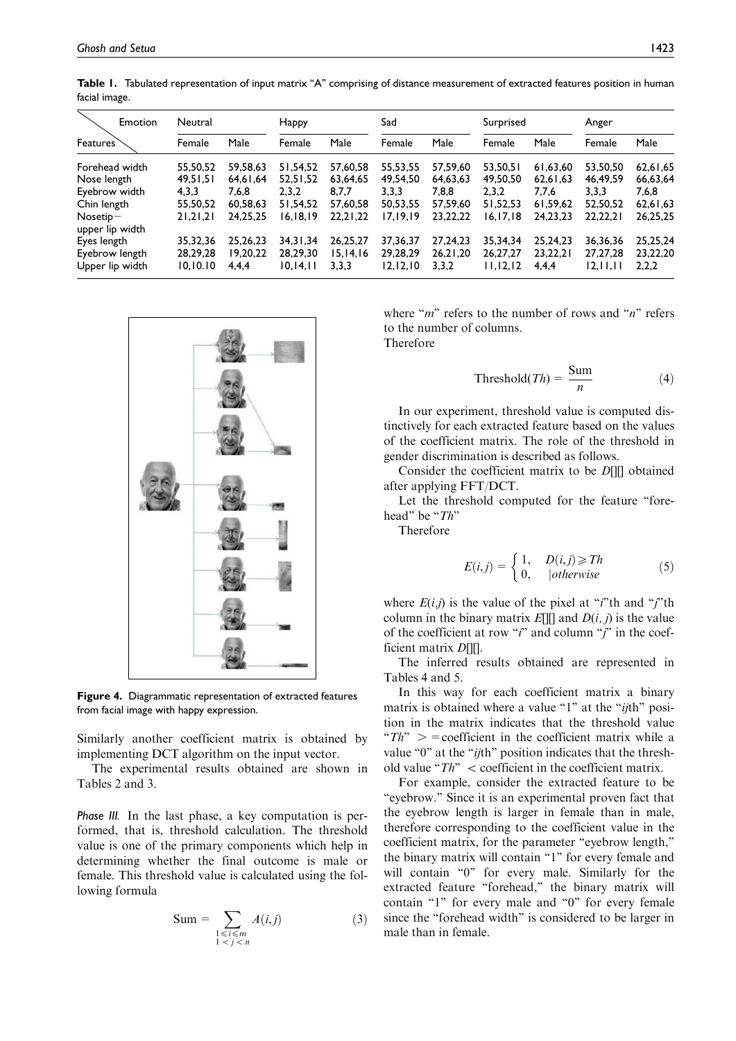**Table 1.** Tabulated representation of input matrix "A" comprising of distance measurement of extracted features position in human facial image.

| Features \ Emotion | Neutral | | Happy | | Sad | | Surprised | | Anger | |
|---|---|---|---|---|---|---|---|---|---|---|
| | Female | Male | Female | Male | Female | Male | Female | Male | Female | Male |
| Forehead width | 55,50,52 | 59,58,63 | 51,54,52 | 57,60,58 | 55,53,55 | 57,59,60 | 53,50,51 | 61,63,60 | 53,50,50 | 62,61,65 |
| Nose length | 49,51,51 | 64,61,64 | 52,51,52 | 63,64,65 | 49,54,50 | 64,63,63 | 49,50,50 | 62,61,63 | 46,49,59 | 66,63,64 |
| Eyebrow width | 4,3,3 | 7,6,8 | 2,3,2 | 8,7,7 | 3,3,3 | 7,8,8 | 2,3,2 | 7,7,6 | 3,3,3 | 7,6,8 |
| Chin length | 55,50,52 | 60,58,63 | 51,54,52 | 57,60,58 | 50,53,55 | 57,59,60 | 51,52,53 | 61,59,62 | 52,50,52 | 62,61,63 |
| Nosetip− upper lip width | 21,21,21 | 24,25,25 | 16,18,19 | 22,21,22 | 17,19,19 | 23,22,22 | 16,17,18 | 24,23,23 | 22,22,21 | 26,25,25 |
| Eyes length | 35,32,36 | 25,26,23 | 34,31,34 | 26,25,27 | 37,36,37 | 27,24,23 | 35,34,34 | 25,24,23 | 36,36,36 | 25,25,24 |
| Eyebrow length | 28,29,28 | 19,20,22 | 28,29,30 | 15,14,16 | 29,28,29 | 26,21,20 | 26,27,27 | 23,22,21 | 27,27,28 | 23,22,20 |
| Upper lip width | 10,10.10 | 4,4,4 | 10,14,11 | 3,3,3 | 12,12,10 | 3,3,2 | 11,12,12 | 4,4,4 | 12,11,11 | 2,2,2 |

**Figure 4.** Diagrammatic representation of extracted features from facial image with happy expression.

Similarly another coefficient matrix is obtained by implementing DCT algorithm on the input vector.

The experimental results obtained are shown in Tables 2 and 3.

*Phase III.* In the last phase, a key computation is performed, that is, threshold calculation. The threshold value is one of the primary components which help in determining whether the final outcome is male or female. This threshold value is calculated using the following formula

$$\text{Sum} = \sum_{\substack{1 \leqslant i \leqslant m \\ 1 < j < n}} A(i,j) \tag{3}$$

where "$m$" refers to the number of rows and "$n$" refers to the number of columns.

Therefore

$$\text{Threshold}(Th) = \frac{\text{Sum}}{n} \tag{4}$$

In our experiment, threshold value is computed distinctively for each extracted feature based on the values of the coefficient matrix. The role of the threshold in gender discrimination is described as follows.

Consider the coefficient matrix to be $D[][]$ obtained after applying FFT/DCT.

Let the threshold computed for the feature "forehead" be "$Th$"

Therefore

$$E(i,j) = \begin{cases} 1, & D(i,j) \geqslant Th \\ 0, & |otherwise \end{cases} \tag{5}$$

where $E(i,j)$ is the value of the pixel at "$i$"th and "$j$"th column in the binary matrix $E[][]$ and $D(i, j)$ is the value of the coefficient at row "$i$" and column "$j$" in the coefficient matrix $D[][]$.

The inferred results obtained are represented in Tables 4 and 5.

In this way for each coefficient matrix a binary matrix is obtained where a value "1" at the "$ij$th" position in the matrix indicates that the threshold value "$Th$" > = coefficient in the coefficient matrix while a value "0" at the "$ij$th" position indicates that the threshold value "$Th$" < coefficient in the coefficient matrix.

For example, consider the extracted feature to be "eyebrow." Since it is an experimental proven fact that the eyebrow length is larger in female than in male, therefore corresponding to the coefficient value in the coefficient matrix, for the parameter "eyebrow length," the binary matrix will contain "1" for every female and will contain "0" for every male. Similarly for the extracted feature "forehead," the binary matrix will contain "1" for every male and "0" for every female since the "forehead width" is considered to be larger in male than in female.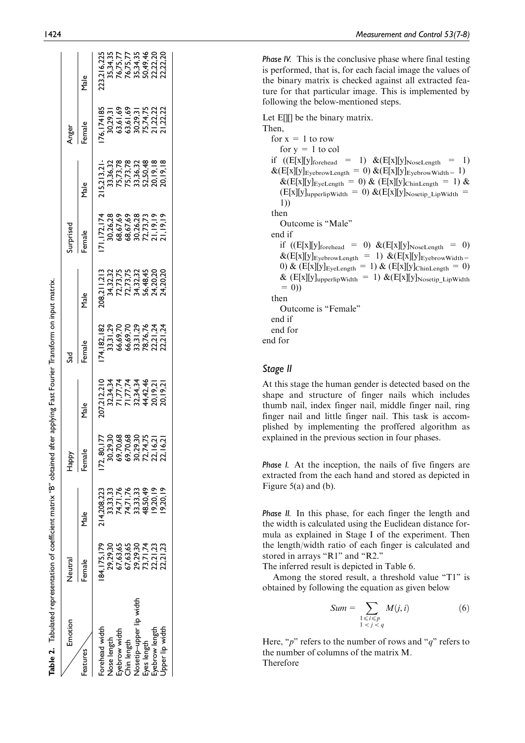**Table 2.** Tabulated representation of coefficient matrix "B" obtained after applying Fast Fourier Transform on input matrix.

| Features \ Emotion | Neutral | | Happy | | Sad | | Surprised | | Anger | |
|---|---|---|---|---|---|---|---|---|---|---|
| | Female | Male | Female | Male | Female | Male | Female | Male | Female | Male |
| Forehead width | 184,175,179 | 214,208,223 | 172, 80,177 | 207,212,210 | 174,182,182 | 208,211,213 | 171,172,174 | 215,213,21- | 176,174185 | 223,216,225 |
| Nose length | 29,29,30 | 33,33,33 | 30,29,30 | 32,34,34 | 33,31,29 | 34,32,32 | 30,26,28 | 33,36,32 | 30,29,31 | 35,34,35 |
| Eyebrow width | 67,63,65 | 74,71,76 | 69,70,68 | 71,77,74 | 66,69,70 | 72,73,75 | 68,67,69 | 75,73,78 | 63,61,69 | 76,75,77 |
| Chin length | 67,63,65 | 74,71,76 | 69,70,68 | 71,77,74 | 66,69,70 | 72,73,75 | 68,67,69 | 75,73,78 | 63,61,69 | 76,75,77 |
| Nosetip–upper lip width | 29,29,30 | 33,33,33 | 30,29,30 | 32,34,34 | 33,31,29 | 34,32,32 | 30,26,28 | 33,36,32 | 30,29,31 | 35,34,35 |
| Eyes length | 73,71,74 | 48,50,49 | 72,74,75 | 44,42,46 | 78,76,76 | 56,48,45 | 72,73,73 | 52,50,48 | 75,74,75 | 50,49,46 |
| Eyebrow length | 22,21,23 | 19,20,19 | 22,16,21 | 20,19,21 | 22,21,24 | 24,20,20 | 21,19,19 | 20,19,18 | 21,22,22 | 22,22,20 |
| Upper lip width | 22,21,23 | 19,20,19 | 22,16,21 | 20,19,21 | 22,21,24 | 24,20,20 | 21,19,19 | 20,19,18 | 21,22,22 | 22,22,20 |

*Phase IV.* This is the conclusive phase where final testing is performed, that is, for each facial image the values of the binary matrix is checked against all extracted feature for that particular image. This is implemented by following the below-mentioned steps.

```
Let E[][] be the binary matrix.
Then,
  for x = 1 to row
    for y = 1 to col
  if ((E[x][y]forehead = 1) &(E[x][y]NoseLength = 1)
  &(E[x][y]EyebrowLength = 0) &(E[x][y]EyebrowWidth = 1)
    &(E[x][y]EyeLength = 0) & (E[x][y]ChinLength = 1) &
    (E[x][y]upperlipWidth = 0) &(E[x][y]Nosetip_LipWidth =
    1))
  then
    Outcome is "Male"
  end if
    if ((E[x][y]forehead = 0) &(E[x][y]NoseLength = 0)
    &(E[x][y]EyebrowLength = 1) &(E[x][y]EyebrowWidth =
    0) & (E[x][y]EyeLength = 1) & (E[x][y]ChinLength = 0)
    & (E[x][y]upperlipWidth = 1) &(E[x][y]Nosetip_LipWidth
    = 0))
  then
    Outcome is "Female"
  end if
  end for
end for
```

## Stage II

At this stage the human gender is detected based on the shape and structure of finger nails which includes thumb nail, index finger nail, middle finger nail, ring finger nail and little finger nail. This task is accomplished by implementing the proffered algorithm as explained in the previous section in four phases.

*Phase I.* At the inception, the nails of five fingers are extracted from the each hand and stored as depicted in Figure 5(a) and (b).

*Phase II.* In this phase, for each finger the length and the width is calculated using the Euclidean distance formula as explained in Stage I of the experiment. Then the length/width ratio of each finger is calculated and stored in arrays "R1" and "R2."

The inferred result is depicted in Table 6.

Among the stored result, a threshold value "T1" is obtained by following the equation as given below

$$Sum = \sum_{\substack{1 \leq i \leq p \\ 1 < j < q}} M(j, i) \tag{6}$$

Here, "$p$" refers to the number of rows and "$q$" refers to the number of columns of the matrix M.

Therefore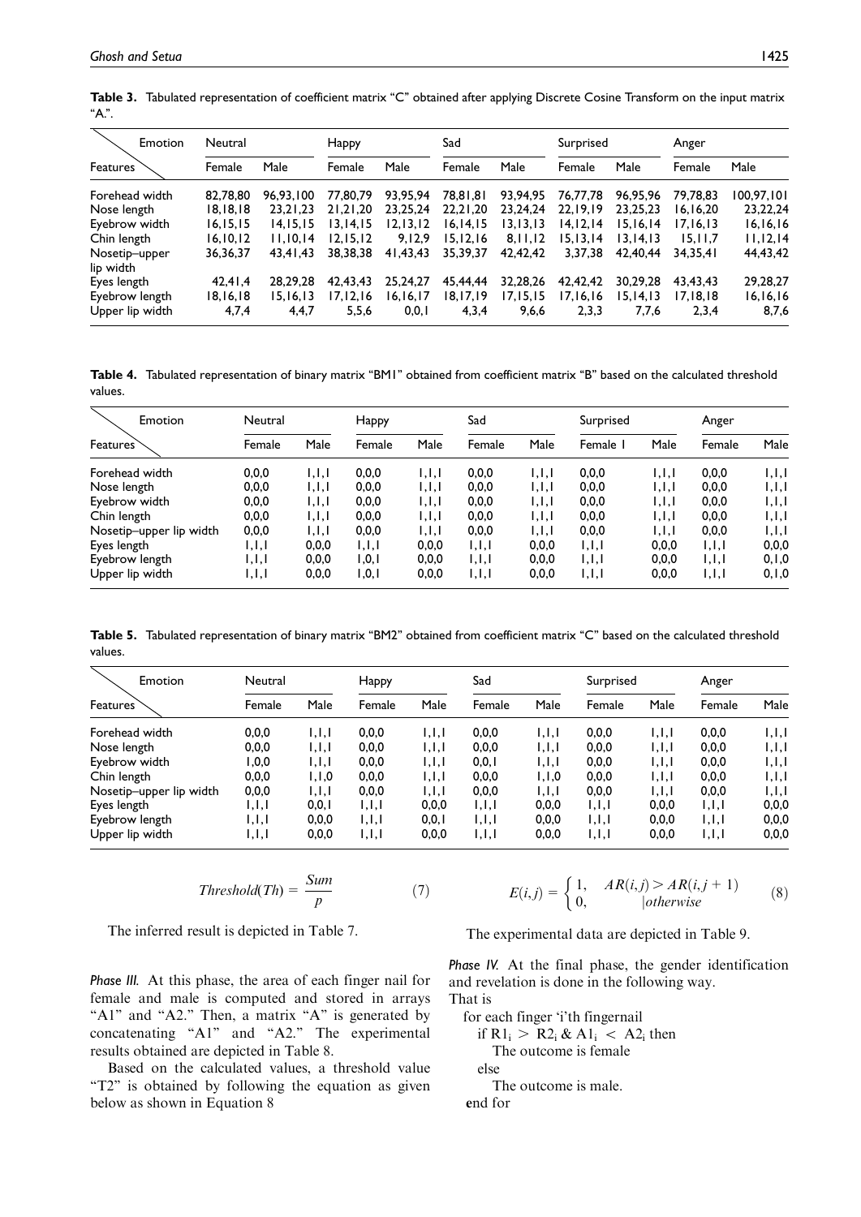**Table 3.** Tabulated representation of coefficient matrix "C" obtained after applying Discrete Cosine Transform on the input matrix "A.".

| Features \ Emotion | Neutral | | Happy | | Sad | | Surprised | | Anger | |
|---|---|---|---|---|---|---|---|---|---|---|
| | Female | Male | Female | Male | Female | Male | Female | Male | Female | Male |
| Forehead width | 82,78,80 | 96,93,100 | 77,80,79 | 93,95,94 | 78,81,81 | 93,94,95 | 76,77,78 | 96,95,96 | 79,78,83 | 100,97,101 |
| Nose length | 18,18,18 | 23,21,23 | 21,21,20 | 23,25,24 | 22,21,20 | 23,24,24 | 22,19,19 | 23,25,23 | 16,16,20 | 23,22,24 |
| Eyebrow width | 16,15,15 | 14,15,15 | 13,14,15 | 12,13,12 | 16,14,15 | 13,13,13 | 14,12,14 | 15,16,14 | 17,16,13 | 16,16,16 |
| Chin length | 16,10,12 | 11,10,14 | 12,15,12 | 9,12,9 | 15,12,16 | 8,11,12 | 15,13,14 | 13,14,13 | 15,11,7 | 11,12,14 |
| Nosetip–upper lip width | 36,36,37 | 43,41,43 | 38,38,38 | 41,43,43 | 35,39,37 | 42,42,42 | 3,37,38 | 42,40,44 | 34,35,41 | 44,43,42 |
| Eyes length | 42,41,4 | 28,29,28 | 42,43,43 | 25,24,27 | 45,44,44 | 32,28,26 | 42,42,42 | 30,29,28 | 43,43,43 | 29,28,27 |
| Eyebrow length | 18,16,18 | 15,16,13 | 17,12,16 | 16,16,17 | 18,17,19 | 17,15,15 | 17,16,16 | 15,14,13 | 17,18,18 | 16,16,16 |
| Upper lip width | 4,7,4 | 4,4,7 | 5,5,6 | 0,0,1 | 4,3,4 | 9,6,6 | 2,3,3 | 7,7,6 | 2,3,4 | 8,7,6 |

**Table 4.** Tabulated representation of binary matrix "BM1" obtained from coefficient matrix "B" based on the calculated threshold values.

| Features \ Emotion | Neutral | | Happy | | Sad | | Surprised | | Anger | |
|---|---|---|---|---|---|---|---|---|---|---|
| | Female | Male | Female | Male | Female | Male | Female l | Male | Female | Male |
| Forehead width | 0,0,0 | 1,1,1 | 0,0,0 | 1,1,1 | 0,0,0 | 1,1,1 | 0,0,0 | 1,1,1 | 0,0,0 | 1,1,1 |
| Nose length | 0,0,0 | 1,1,1 | 0,0,0 | 1,1,1 | 0,0,0 | 1,1,1 | 0,0,0 | 1,1,1 | 0,0,0 | 1,1,1 |
| Eyebrow width | 0,0,0 | 1,1,1 | 0,0,0 | 1,1,1 | 0,0,0 | 1,1,1 | 0,0,0 | 1,1,1 | 0,0,0 | 1,1,1 |
| Chin length | 0,0,0 | 1,1,1 | 0,0,0 | 1,1,1 | 0,0,0 | 1,1,1 | 0,0,0 | 1,1,1 | 0,0,0 | 1,1,1 |
| Nosetip–upper lip width | 0,0,0 | 1,1,1 | 0,0,0 | 1,1,1 | 0,0,0 | 1,1,1 | 0,0,0 | 1,1,1 | 0,0,0 | 1,1,1 |
| Eyes length | 1,1,1 | 0,0,0 | 1,1,1 | 0,0,0 | 1,1,1 | 0,0,0 | 1,1,1 | 0,0,0 | 1,1,1 | 0,0,0 |
| Eyebrow length | 1,1,1 | 0,0,0 | 1,0,1 | 0,0,0 | 1,1,1 | 0,0,0 | 1,1,1 | 0,0,0 | 1,1,1 | 0,1,0 |
| Upper lip width | 1,1,1 | 0,0,0 | 1,0,1 | 0,0,0 | 1,1,1 | 0,0,0 | 1,1,1 | 0,0,0 | 1,1,1 | 0,1,0 |

**Table 5.** Tabulated representation of binary matrix "BM2" obtained from coefficient matrix "C" based on the calculated threshold values.

| Features \ Emotion | Neutral | | Happy | | Sad | | Surprised | | Anger | |
|---|---|---|---|---|---|---|---|---|---|---|
| | Female | Male | Female | Male | Female | Male | Female | Male | Female | Male |
| Forehead width | 0,0,0 | 1,1,1 | 0,0,0 | 1,1,1 | 0,0,0 | 1,1,1 | 0,0,0 | 1,1,1 | 0,0,0 | 1,1,1 |
| Nose length | 0,0,0 | 1,1,1 | 0,0,0 | 1,1,1 | 0,0,0 | 1,1,1 | 0,0,0 | 1,1,1 | 0,0,0 | 1,1,1 |
| Eyebrow width | 1,0,0 | 1,1,1 | 0,0,0 | 1,1,1 | 0,0,1 | 1,1,1 | 0,0,0 | 1,1,1 | 0,0,0 | 1,1,1 |
| Chin length | 0,0,0 | 1,1,0 | 0,0,0 | 1,1,1 | 0,0,0 | 1,1,0 | 0,0,0 | 1,1,1 | 0,0,0 | 1,1,1 |
| Nosetip–upper lip width | 0,0,0 | 1,1,1 | 0,0,0 | 1,1,1 | 0,0,0 | 1,1,1 | 0,0,0 | 1,1,1 | 0,0,0 | 1,1,1 |
| Eyes length | 1,1,1 | 0,0,1 | 1,1,1 | 0,0,0 | 1,1,1 | 0,0,0 | 1,1,1 | 0,0,0 | 1,1,1 | 0,0,0 |
| Eyebrow length | 1,1,1 | 0,0,0 | 1,1,1 | 0,0,1 | 1,1,1 | 0,0,0 | 1,1,1 | 0,0,0 | 1,1,1 | 0,0,0 |
| Upper lip width | 1,1,1 | 0,0,0 | 1,1,1 | 0,0,0 | 1,1,1 | 0,0,0 | 1,1,1 | 0,0,0 | 1,1,1 | 0,0,0 |

$$Threshold(Th) = \frac{Sum}{p} \quad (7)$$

The inferred result is depicted in Table 7.

*Phase III.* At this phase, the area of each finger nail for female and male is computed and stored in arrays "A1" and "A2." Then, a matrix "A" is generated by concatenating "A1" and "A2." The experimental results obtained are depicted in Table 8.

Based on the calculated values, a threshold value "T2" is obtained by following the equation as given below as shown in Equation 8

$$E(i,j) = \begin{cases} 1, & AR(i,j) > AR(i,j+1) \\ 0, & |otherwise \end{cases} \quad (8)$$

The experimental data are depicted in Table 9.

*Phase IV.* At the final phase, the gender identification and revelation is done in the following way.

That is

```
for each finger 'i'th fingernail
    if R1_i > R2_i & A1_i < A2_i then
        The outcome is female
    else
        The outcome is male.
end for
```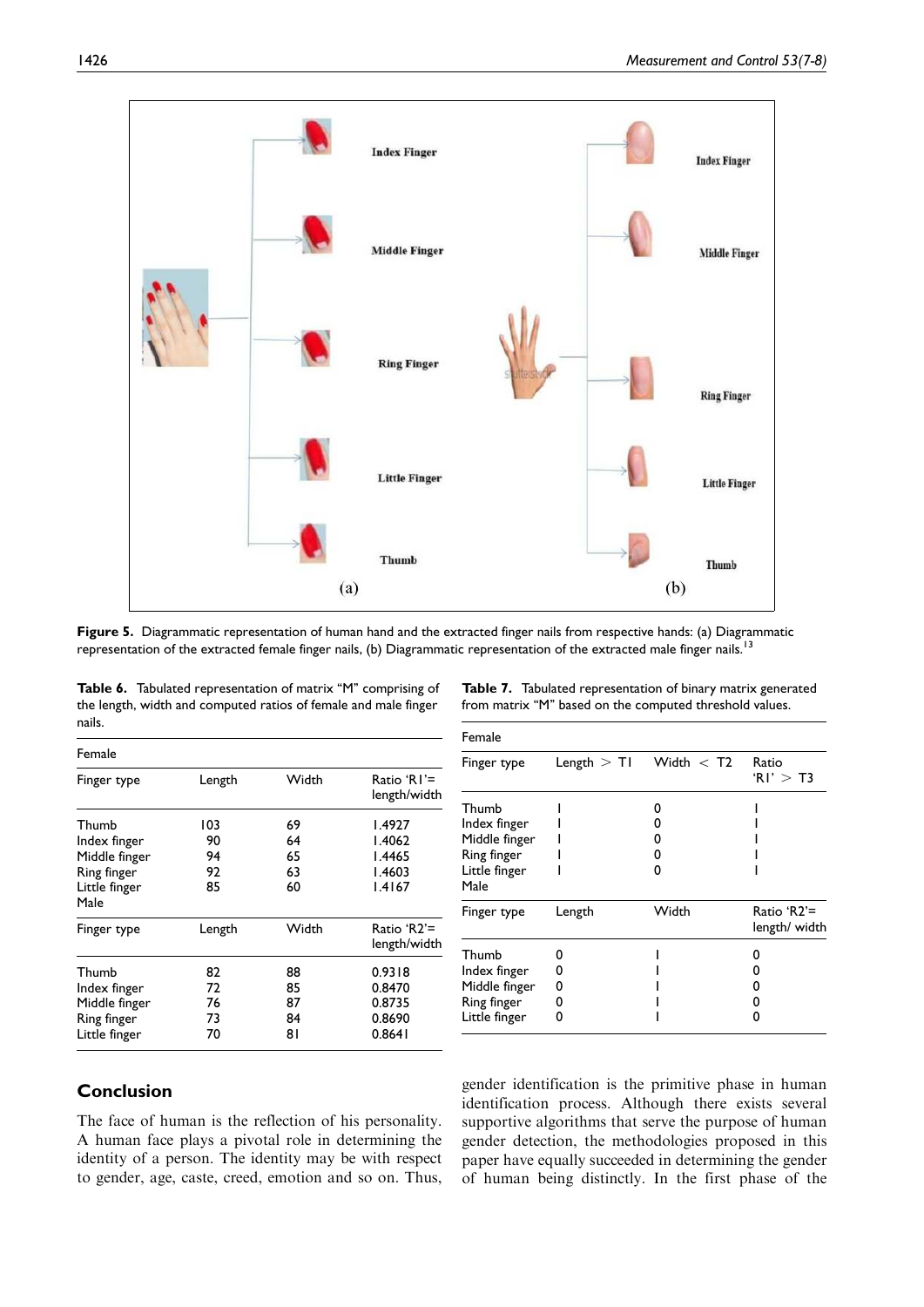Figure 5. Diagrammatic representation of human hand and the extracted finger nails from respective hands: (a) Diagrammatic representation of the extracted female finger nails, (b) Diagrammatic representation of the extracted male finger nails.[13]

Table 6. Tabulated representation of matrix "M" comprising of the length, width and computed ratios of female and male finger nails.

| Female | | | |
|---|---|---|---|
| Finger type | Length | Width | Ratio 'R1'= length/width |
| Thumb | 103 | 69 | 1.4927 |
| Index finger | 90 | 64 | 1.4062 |
| Middle finger | 94 | 65 | 1.4465 |
| Ring finger | 92 | 63 | 1.4603 |
| Little finger | 85 | 60 | 1.4167 |
| Male | | | |
| Finger type | Length | Width | Ratio 'R2'= length/width |
| Thumb | 82 | 88 | 0.9318 |
| Index finger | 72 | 85 | 0.8470 |
| Middle finger | 76 | 87 | 0.8735 |
| Ring finger | 73 | 84 | 0.8690 |
| Little finger | 70 | 81 | 0.8641 |

Table 7. Tabulated representation of binary matrix generated from matrix "M" based on the computed threshold values.

| Female | | | |
|---|---|---|---|
| Finger type | Length > T1 | Width < T2 | Ratio 'R1' > T3 |
| Thumb | 1 | 0 | 1 |
| Index finger | 1 | 0 | 1 |
| Middle finger | 1 | 0 | 1 |
| Ring finger | 1 | 0 | 1 |
| Little finger | 1 | 0 | 1 |
| Male | | | |
| Finger type | Length | Width | Ratio 'R2'= length/ width |
| Thumb | 0 | 1 | 0 |
| Index finger | 0 | 1 | 0 |
| Middle finger | 0 | 1 | 0 |
| Ring finger | 0 | 1 | 0 |
| Little finger | 0 | 1 | 0 |

## Conclusion

The face of human is the reflection of his personality. A human face plays a pivotal role in determining the identity of a person. The identity may be with respect to gender, age, caste, creed, emotion and so on. Thus, gender identification is the primitive phase in human identification process. Although there exists several supportive algorithms that serve the purpose of human gender detection, the methodologies proposed in this paper have equally succeeded in determining the gender of human being distinctly. In the first phase of the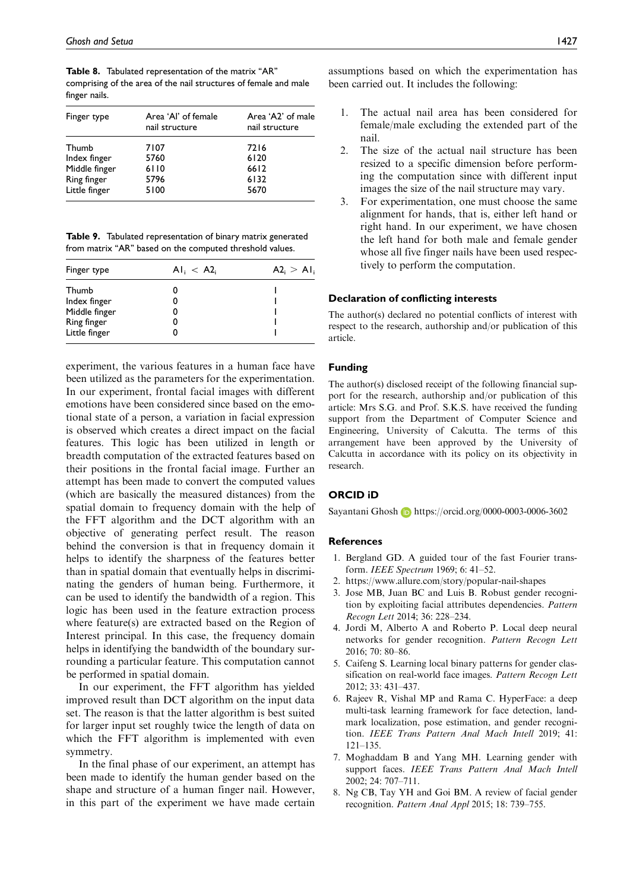**Table 8.** Tabulated representation of the matrix "AR" comprising of the area of the nail structures of female and male finger nails.

| Finger type | Area 'AI' of female nail structure | Area 'A2' of male nail structure |
|---|---|---|
| Thumb | 7107 | 7216 |
| Index finger | 5760 | 6120 |
| Middle finger | 6110 | 6612 |
| Ring finger | 5796 | 6132 |
| Little finger | 5100 | 5670 |

**Table 9.** Tabulated representation of binary matrix generated from matrix "AR" based on the computed threshold values.

| Finger type | $A1_i < A2_i$ | $A2_i > A1_i$ |
|---|---|---|
| Thumb | 0 | 1 |
| Index finger | 0 | 1 |
| Middle finger | 0 | 1 |
| Ring finger | 0 | 1 |
| Little finger | 0 | 1 |

experiment, the various features in a human face have been utilized as the parameters for the experimentation. In our experiment, frontal facial images with different emotions have been considered since based on the emotional state of a person, a variation in facial expression is observed which creates a direct impact on the facial features. This logic has been utilized in length or breadth computation of the extracted features based on their positions in the frontal facial image. Further an attempt has been made to convert the computed values (which are basically the measured distances) from the spatial domain to frequency domain with the help of the FFT algorithm and the DCT algorithm with an objective of generating perfect result. The reason behind the conversion is that in frequency domain it helps to identify the sharpness of the features better than in spatial domain that eventually helps in discriminating the genders of human being. Furthermore, it can be used to identify the bandwidth of a region. This logic has been used in the feature extraction process where feature(s) are extracted based on the Region of Interest principal. In this case, the frequency domain helps in identifying the bandwidth of the boundary surrounding a particular feature. This computation cannot be performed in spatial domain.

In our experiment, the FFT algorithm has yielded improved result than DCT algorithm on the input data set. The reason is that the latter algorithm is best suited for larger input set roughly twice the length of data on which the FFT algorithm is implemented with even symmetry.

In the final phase of our experiment, an attempt has been made to identify the human gender based on the shape and structure of a human finger nail. However, in this part of the experiment we have made certain assumptions based on which the experimentation has been carried out. It includes the following:

1. The actual nail area has been considered for female/male excluding the extended part of the nail.
2. The size of the actual nail structure has been resized to a specific dimension before performing the computation since with different input images the size of the nail structure may vary.
3. For experimentation, one must choose the same alignment for hands, that is, either left hand or right hand. In our experiment, we have chosen the left hand for both male and female gender whose all five finger nails have been used respectively to perform the computation.

## Declaration of conflicting interests

The author(s) declared no potential conflicts of interest with respect to the research, authorship and/or publication of this article.

## Funding

The author(s) disclosed receipt of the following financial support for the research, authorship and/or publication of this article: Mrs S.G. and Prof. S.K.S. have received the funding support from the Department of Computer Science and Engineering, University of Calcutta. The terms of this arrangement have been approved by the University of Calcutta in accordance with its policy on its objectivity in research.

## ORCID iD

Sayantani Ghosh https://orcid.org/0000-0003-0006-3602

## References

1. Bergland GD. A guided tour of the fast Fourier transform. *IEEE Spectrum* 1969; 6: 41–52.
2. https://www.allure.com/story/popular-nail-shapes
3. Jose MB, Juan BC and Luis B. Robust gender recognition by exploiting facial attributes dependencies. *Pattern Recogn Lett* 2014; 36: 228–234.
4. Jordi M, Alberto A and Roberto P. Local deep neural networks for gender recognition. *Pattern Recogn Lett* 2016; 70: 80–86.
5. Caifeng S. Learning local binary patterns for gender classification on real-world face images. *Pattern Recogn Lett* 2012; 33: 431–437.
6. Rajeev R, Vishal MP and Rama C. HyperFace: a deep multi-task learning framework for face detection, landmark localization, pose estimation, and gender recognition. *IEEE Trans Pattern Anal Mach Intell* 2019; 41: 121–135.
7. Moghaddam B and Yang MH. Learning gender with support faces. *IEEE Trans Pattern Anal Mach Intell* 2002; 24: 707–711.
8. Ng CB, Tay YH and Goi BM. A review of facial gender recognition. *Pattern Anal Appl* 2015; 18: 739–755.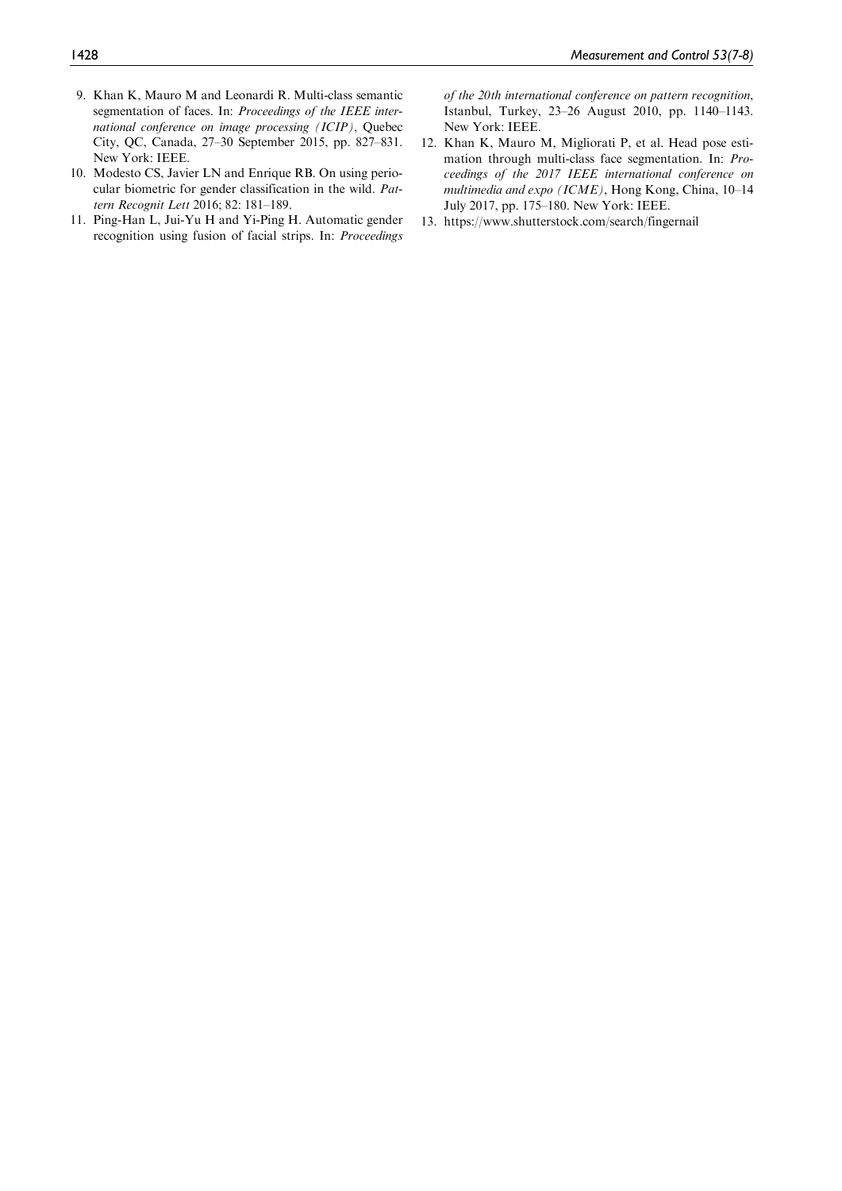9. Khan K, Mauro M and Leonardi R. Multi-class semantic segmentation of faces. In: *Proceedings of the IEEE international conference on image processing (ICIP)*, Quebec City, QC, Canada, 27–30 September 2015, pp. 827–831. New York: IEEE.
10. Modesto CS, Javier LN and Enrique RB. On using periocular biometric for gender classification in the wild. *Pattern Recognit Lett* 2016; 82: 181–189.
11. Ping-Han L, Jui-Yu H and Yi-Ping H. Automatic gender recognition using fusion of facial strips. In: *Proceedings of the 20th international conference on pattern recognition*, Istanbul, Turkey, 23–26 August 2010, pp. 1140–1143. New York: IEEE.
12. Khan K, Mauro M, Migliorati P, et al. Head pose estimation through multi-class face segmentation. In: *Proceedings of the 2017 IEEE international conference on multimedia and expo (ICME)*, Hong Kong, China, 10–14 July 2017, pp. 175–180. New York: IEEE.
13. https://www.shutterstock.com/search/fingernail